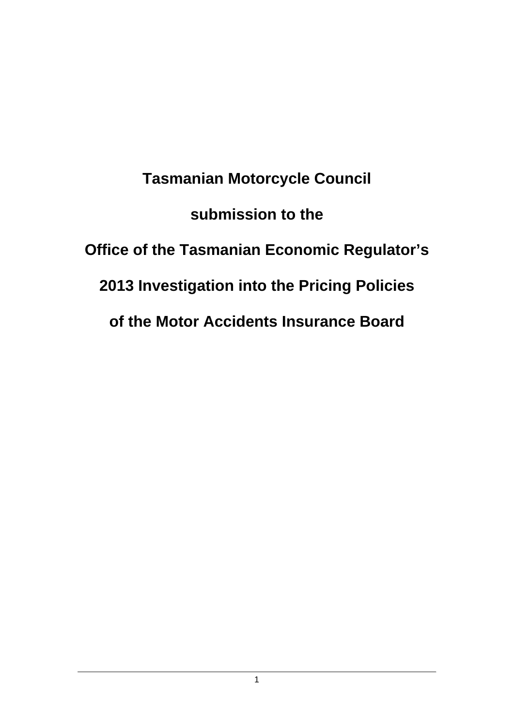# Tasmanian Motorcycle Council

# submission to the

# Office of the Tasmanian Economic Regulator's

# 2013 Investigation into the Pricing Policies

# of the Motor Accidents Insurance Board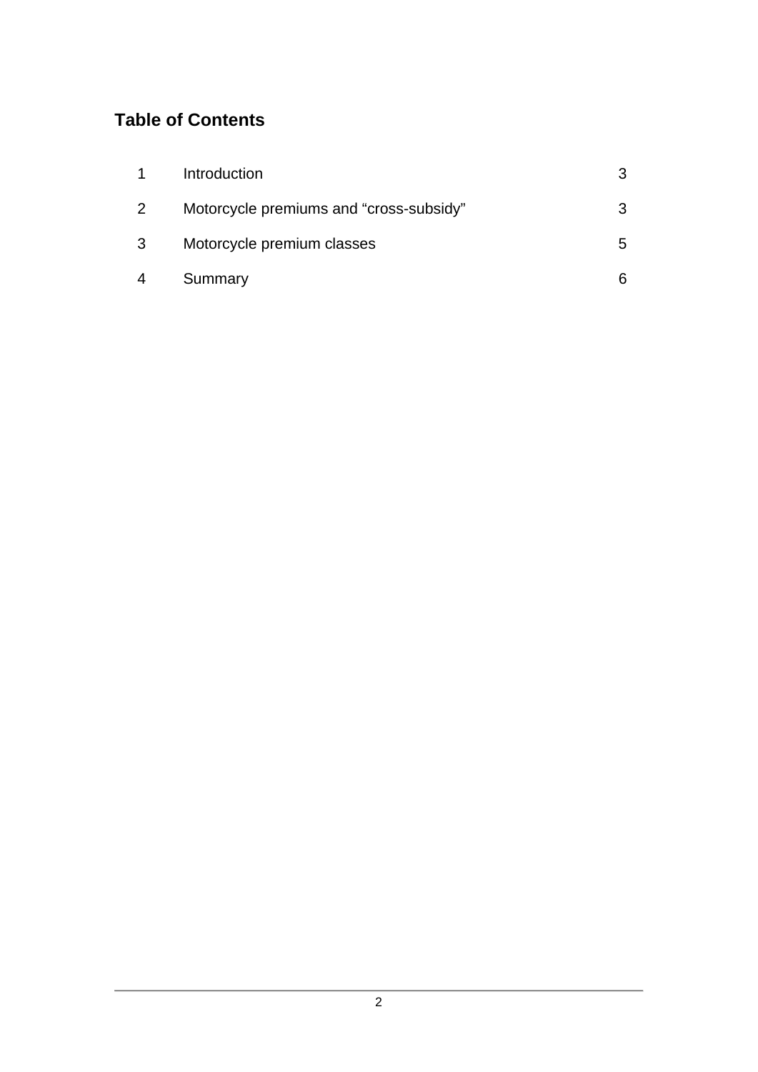## Table of Contents

| | | |
|---|---|---|
| 1 | Introduction | 3 |
| 2 | Motorcycle premiums and “cross-subsidy” | 3 |
| 3 | Motorcycle premium classes | 5 |
| 4 | Summary | 6 |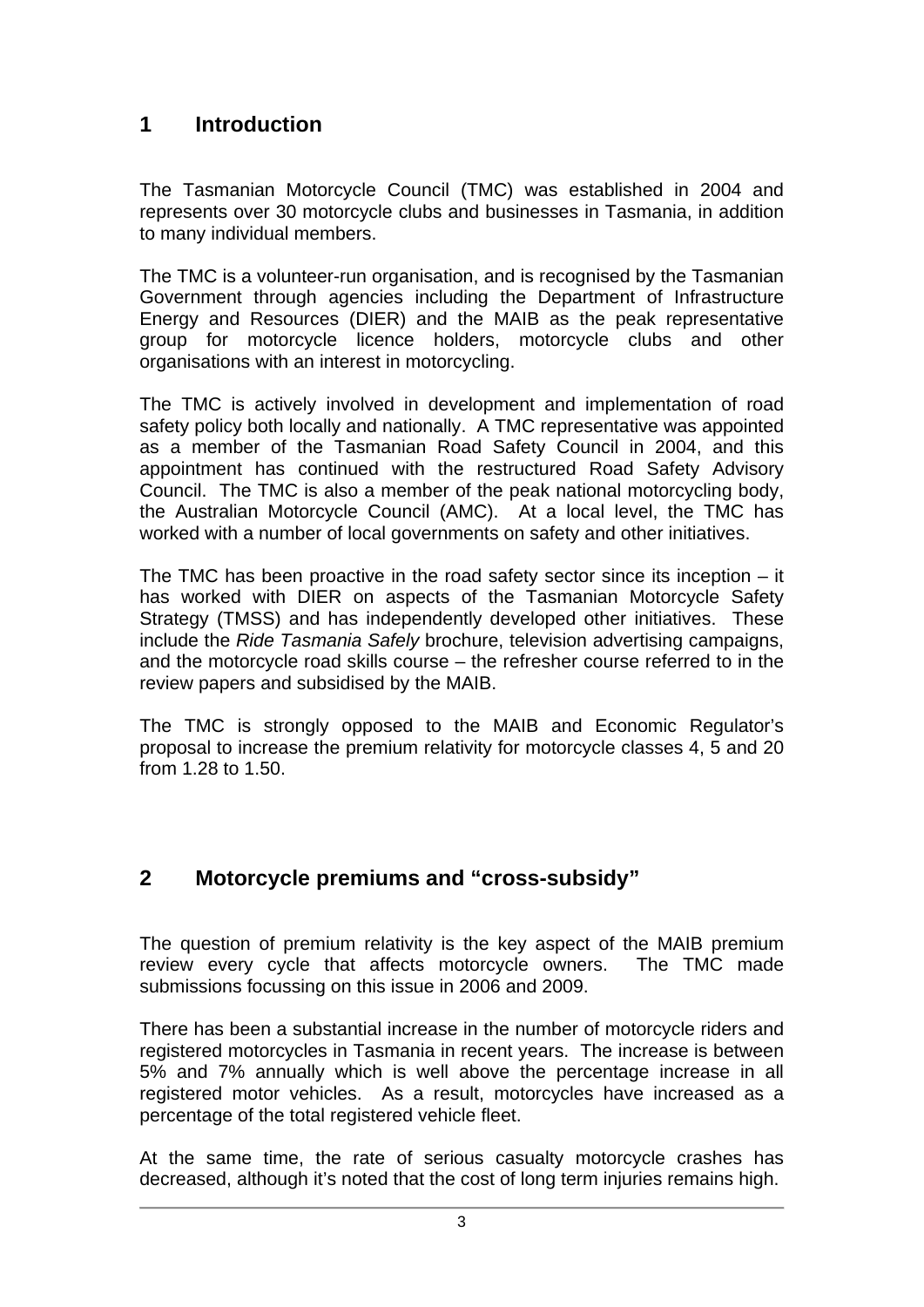## 1 Introduction

The Tasmanian Motorcycle Council (TMC) was established in 2004 and represents over 30 motorcycle clubs and businesses in Tasmania, in addition to many individual members.

The TMC is a volunteer-run organisation, and is recognised by the Tasmanian Government through agencies including the Department of Infrastructure Energy and Resources (DIER) and the MAIB as the peak representative group for motorcycle licence holders, motorcycle clubs and other organisations with an interest in motorcycling.

The TMC is actively involved in development and implementation of road safety policy both locally and nationally. A TMC representative was appointed as a member of the Tasmanian Road Safety Council in 2004, and this appointment has continued with the restructured Road Safety Advisory Council. The TMC is also a member of the peak national motorcycling body, the Australian Motorcycle Council (AMC). At a local level, the TMC has worked with a number of local governments on safety and other initiatives.

The TMC has been proactive in the road safety sector since its inception – it has worked with DIER on aspects of the Tasmanian Motorcycle Safety Strategy (TMSS) and has independently developed other initiatives. These include the *Ride Tasmania Safely* brochure, television advertising campaigns, and the motorcycle road skills course – the refresher course referred to in the review papers and subsidised by the MAIB.

The TMC is strongly opposed to the MAIB and Economic Regulator's proposal to increase the premium relativity for motorcycle classes 4, 5 and 20 from 1.28 to 1.50.

## 2 Motorcycle premiums and "cross-subsidy"

The question of premium relativity is the key aspect of the MAIB premium review every cycle that affects motorcycle owners. The TMC made submissions focussing on this issue in 2006 and 2009.

There has been a substantial increase in the number of motorcycle riders and registered motorcycles in Tasmania in recent years. The increase is between 5% and 7% annually which is well above the percentage increase in all registered motor vehicles. As a result, motorcycles have increased as a percentage of the total registered vehicle fleet.

At the same time, the rate of serious casualty motorcycle crashes has decreased, although it's noted that the cost of long term injuries remains high.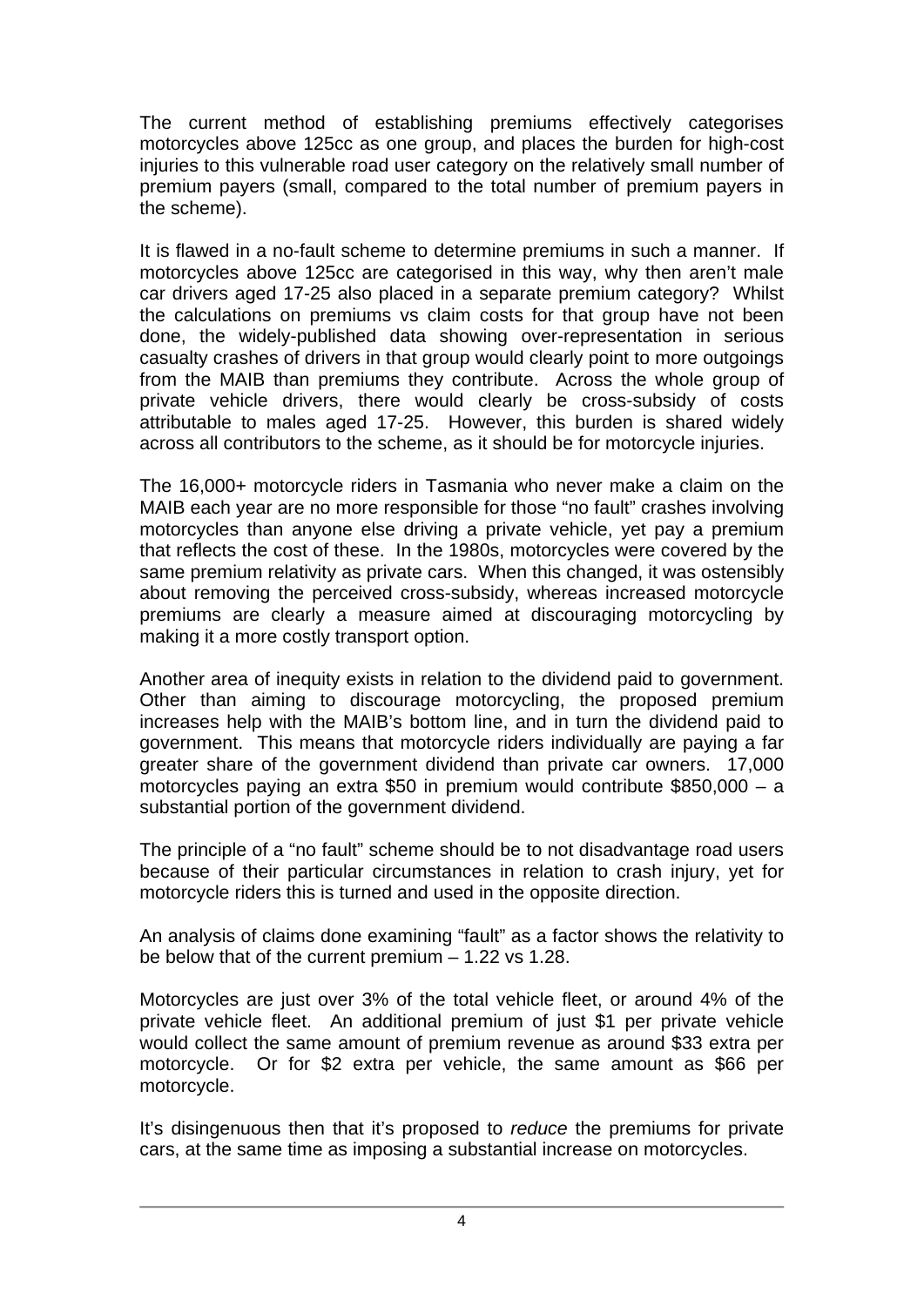The current method of establishing premiums effectively categorises motorcycles above 125cc as one group, and places the burden for high-cost injuries to this vulnerable road user category on the relatively small number of premium payers (small, compared to the total number of premium payers in the scheme).

It is flawed in a no-fault scheme to determine premiums in such a manner. If motorcycles above 125cc are categorised in this way, why then aren't male car drivers aged 17-25 also placed in a separate premium category? Whilst the calculations on premiums vs claim costs for that group have not been done, the widely-published data showing over-representation in serious casualty crashes of drivers in that group would clearly point to more outgoings from the MAIB than premiums they contribute. Across the whole group of private vehicle drivers, there would clearly be cross-subsidy of costs attributable to males aged 17-25. However, this burden is shared widely across all contributors to the scheme, as it should be for motorcycle injuries.

The 16,000+ motorcycle riders in Tasmania who never make a claim on the MAIB each year are no more responsible for those "no fault" crashes involving motorcycles than anyone else driving a private vehicle, yet pay a premium that reflects the cost of these. In the 1980s, motorcycles were covered by the same premium relativity as private cars. When this changed, it was ostensibly about removing the perceived cross-subsidy, whereas increased motorcycle premiums are clearly a measure aimed at discouraging motorcycling by making it a more costly transport option.

Another area of inequity exists in relation to the dividend paid to government. Other than aiming to discourage motorcycling, the proposed premium increases help with the MAIB's bottom line, and in turn the dividend paid to government. This means that motorcycle riders individually are paying a far greater share of the government dividend than private car owners. 17,000 motorcycles paying an extra $50 in premium would contribute $850,000 – a substantial portion of the government dividend.

The principle of a "no fault" scheme should be to not disadvantage road users because of their particular circumstances in relation to crash injury, yet for motorcycle riders this is turned and used in the opposite direction.

An analysis of claims done examining "fault" as a factor shows the relativity to be below that of the current premium – 1.22 vs 1.28.

Motorcycles are just over 3% of the total vehicle fleet, or around 4% of the private vehicle fleet. An additional premium of just $1 per private vehicle would collect the same amount of premium revenue as around $33 extra per motorcycle. Or for $2 extra per vehicle, the same amount as $66 per motorcycle.

It's disingenuous then that it's proposed to *reduce* the premiums for private cars, at the same time as imposing a substantial increase on motorcycles.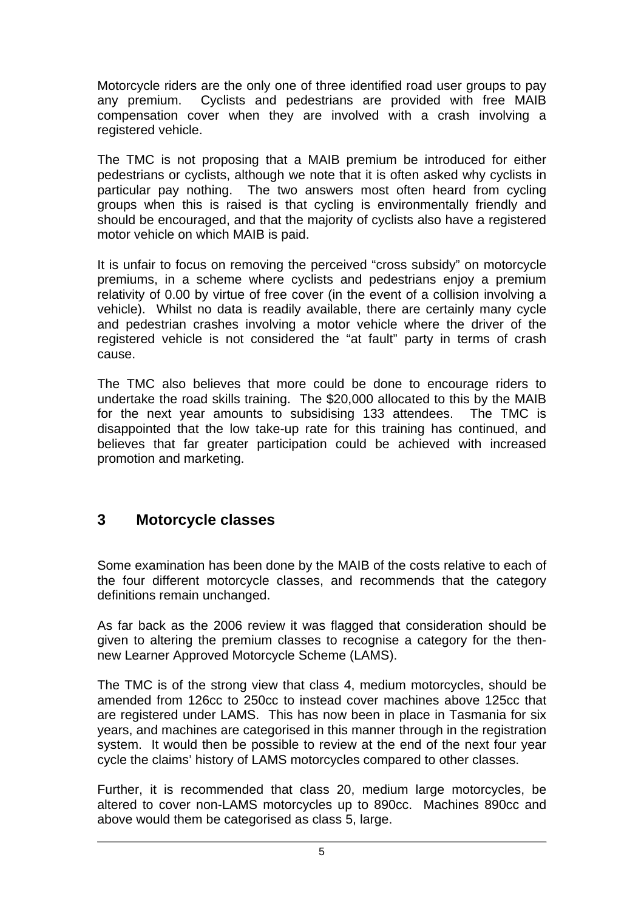Motorcycle riders are the only one of three identified road user groups to pay any premium. Cyclists and pedestrians are provided with free MAIB compensation cover when they are involved with a crash involving a registered vehicle.

The TMC is not proposing that a MAIB premium be introduced for either pedestrians or cyclists, although we note that it is often asked why cyclists in particular pay nothing. The two answers most often heard from cycling groups when this is raised is that cycling is environmentally friendly and should be encouraged, and that the majority of cyclists also have a registered motor vehicle on which MAIB is paid.

It is unfair to focus on removing the perceived "cross subsidy" on motorcycle premiums, in a scheme where cyclists and pedestrians enjoy a premium relativity of 0.00 by virtue of free cover (in the event of a collision involving a vehicle). Whilst no data is readily available, there are certainly many cycle and pedestrian crashes involving a motor vehicle where the driver of the registered vehicle is not considered the "at fault" party in terms of crash cause.

The TMC also believes that more could be done to encourage riders to undertake the road skills training. The $20,000 allocated to this by the MAIB for the next year amounts to subsidising 133 attendees. The TMC is disappointed that the low take-up rate for this training has continued, and believes that far greater participation could be achieved with increased promotion and marketing.

## 3 Motorcycle classes

Some examination has been done by the MAIB of the costs relative to each of the four different motorcycle classes, and recommends that the category definitions remain unchanged.

As far back as the 2006 review it was flagged that consideration should be given to altering the premium classes to recognise a category for the then-new Learner Approved Motorcycle Scheme (LAMS).

The TMC is of the strong view that class 4, medium motorcycles, should be amended from 126cc to 250cc to instead cover machines above 125cc that are registered under LAMS. This has now been in place in Tasmania for six years, and machines are categorised in this manner through in the registration system. It would then be possible to review at the end of the next four year cycle the claims' history of LAMS motorcycles compared to other classes.

Further, it is recommended that class 20, medium large motorcycles, be altered to cover non-LAMS motorcycles up to 890cc. Machines 890cc and above would them be categorised as class 5, large.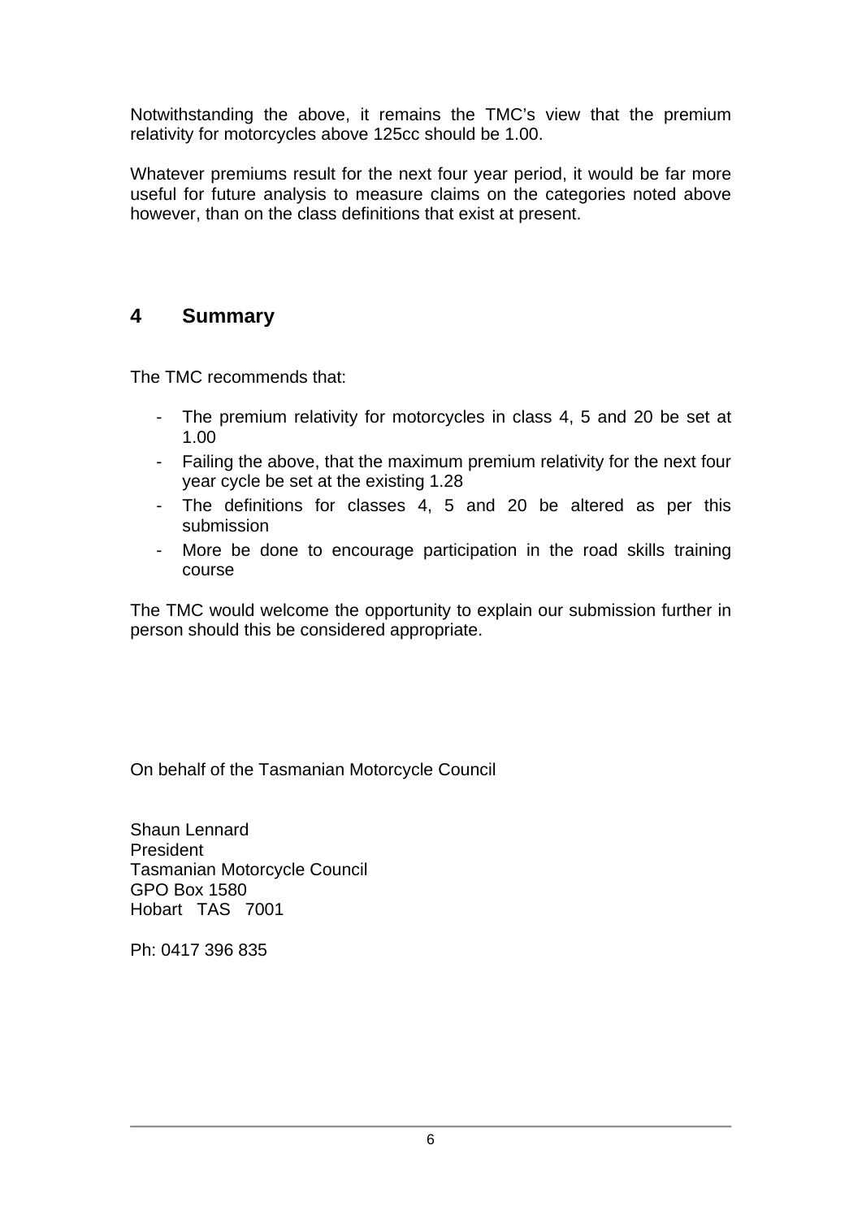Notwithstanding the above, it remains the TMC's view that the premium relativity for motorcycles above 125cc should be 1.00.

Whatever premiums result for the next four year period, it would be far more useful for future analysis to measure claims on the categories noted above however, than on the class definitions that exist at present.

## 4 Summary

The TMC recommends that:

- The premium relativity for motorcycles in class 4, 5 and 20 be set at 1.00
- Failing the above, that the maximum premium relativity for the next four year cycle be set at the existing 1.28
- The definitions for classes 4, 5 and 20 be altered as per this submission
- More be done to encourage participation in the road skills training course

The TMC would welcome the opportunity to explain our submission further in person should this be considered appropriate.

On behalf of the Tasmanian Motorcycle Council

Shaun Lennard
President
Tasmanian Motorcycle Council
GPO Box 1580
Hobart TAS 7001

Ph: 0417 396 835